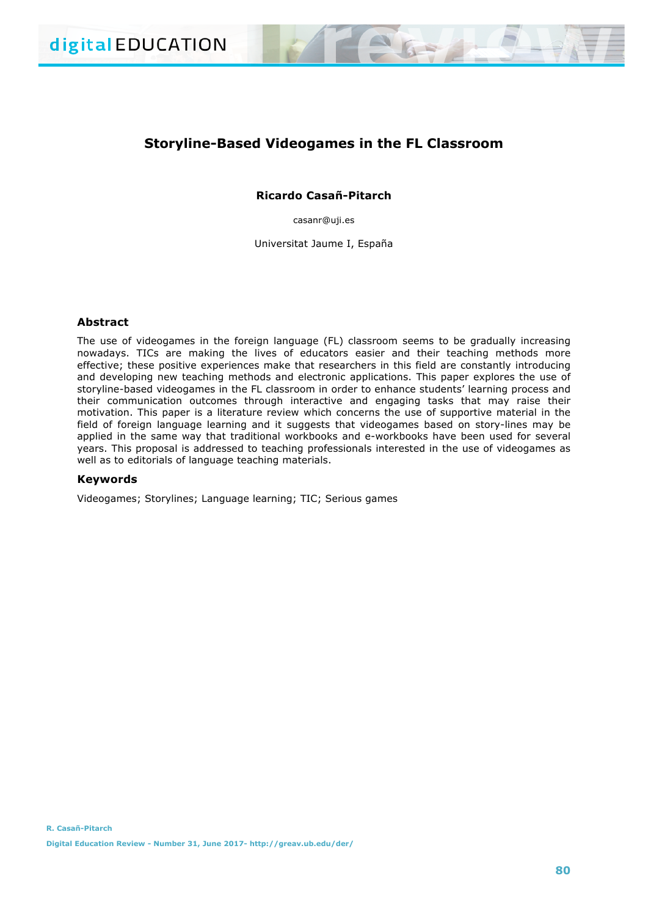# Storyline-Based Videogames in the FL Classroom

**Ricardo Casañ-Pitarch**

casanr@uji.es

Universitat Jaume I, España

## Abstract

The use of videogames in the foreign language (FL) classroom seems to be gradually increasing nowadays. TICs are making the lives of educators easier and their teaching methods more effective; these positive experiences make that researchers in this field are constantly introducing and developing new teaching methods and electronic applications. This paper explores the use of storyline-based videogames in the FL classroom in order to enhance students' learning process and their communication outcomes through interactive and engaging tasks that may raise their motivation. This paper is a literature review which concerns the use of supportive material in the field of foreign language learning and it suggests that videogames based on story-lines may be applied in the same way that traditional workbooks and e-workbooks have been used for several years. This proposal is addressed to teaching professionals interested in the use of videogames as well as to editorials of language teaching materials.

## Keywords

Videogames; Storylines; Language learning; TIC; Serious games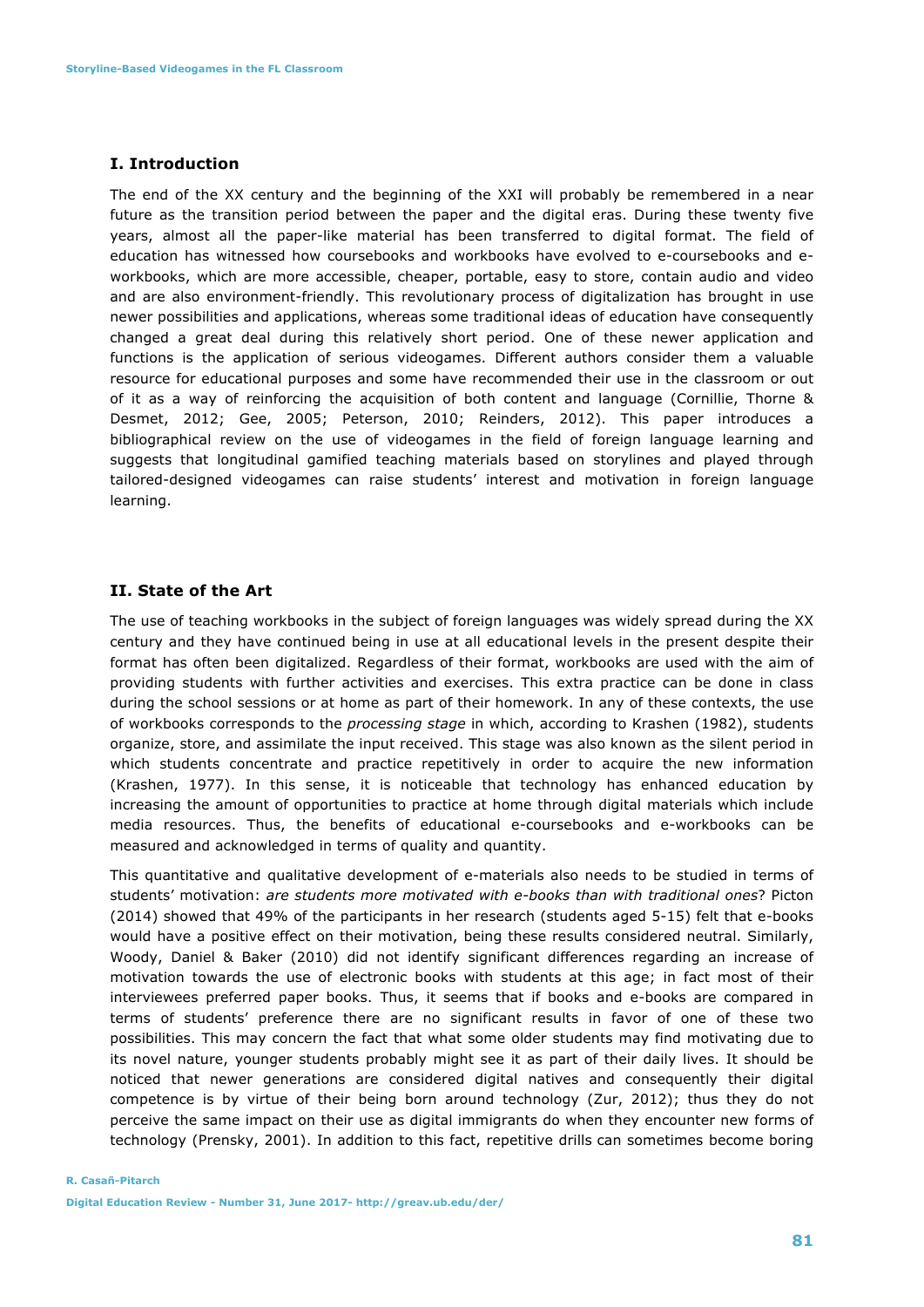## I. Introduction

The end of the XX century and the beginning of the XXI will probably be remembered in a near future as the transition period between the paper and the digital eras. During these twenty five years, almost all the paper-like material has been transferred to digital format. The field of education has witnessed how coursebooks and workbooks have evolved to e-coursebooks and e-workbooks, which are more accessible, cheaper, portable, easy to store, contain audio and video and are also environment-friendly. This revolutionary process of digitalization has brought in use newer possibilities and applications, whereas some traditional ideas of education have consequently changed a great deal during this relatively short period. One of these newer application and functions is the application of serious videogames. Different authors consider them a valuable resource for educational purposes and some have recommended their use in the classroom or out of it as a way of reinforcing the acquisition of both content and language (Cornillie, Thorne & Desmet, 2012; Gee, 2005; Peterson, 2010; Reinders, 2012). This paper introduces a bibliographical review on the use of videogames in the field of foreign language learning and suggests that longitudinal gamified teaching materials based on storylines and played through tailored-designed videogames can raise students' interest and motivation in foreign language learning.

## II. State of the Art

The use of teaching workbooks in the subject of foreign languages was widely spread during the XX century and they have continued being in use at all educational levels in the present despite their format has often been digitalized. Regardless of their format, workbooks are used with the aim of providing students with further activities and exercises. This extra practice can be done in class during the school sessions or at home as part of their homework. In any of these contexts, the use of workbooks corresponds to the *processing stage* in which, according to Krashen (1982), students organize, store, and assimilate the input received. This stage was also known as the silent period in which students concentrate and practice repetitively in order to acquire the new information (Krashen, 1977). In this sense, it is noticeable that technology has enhanced education by increasing the amount of opportunities to practice at home through digital materials which include media resources. Thus, the benefits of educational e-coursebooks and e-workbooks can be measured and acknowledged in terms of quality and quantity.

This quantitative and qualitative development of e-materials also needs to be studied in terms of students' motivation: *are students more motivated with e-books than with traditional ones*? Picton (2014) showed that 49% of the participants in her research (students aged 5-15) felt that e-books would have a positive effect on their motivation, being these results considered neutral. Similarly, Woody, Daniel & Baker (2010) did not identify significant differences regarding an increase of motivation towards the use of electronic books with students at this age; in fact most of their interviewees preferred paper books. Thus, it seems that if books and e-books are compared in terms of students' preference there are no significant results in favor of one of these two possibilities. This may concern the fact that what some older students may find motivating due to its novel nature, younger students probably might see it as part of their daily lives. It should be noticed that newer generations are considered digital natives and consequently their digital competence is by virtue of their being born around technology (Zur, 2012); thus they do not perceive the same impact on their use as digital immigrants do when they encounter new forms of technology (Prensky, 2001). In addition to this fact, repetitive drills can sometimes become boring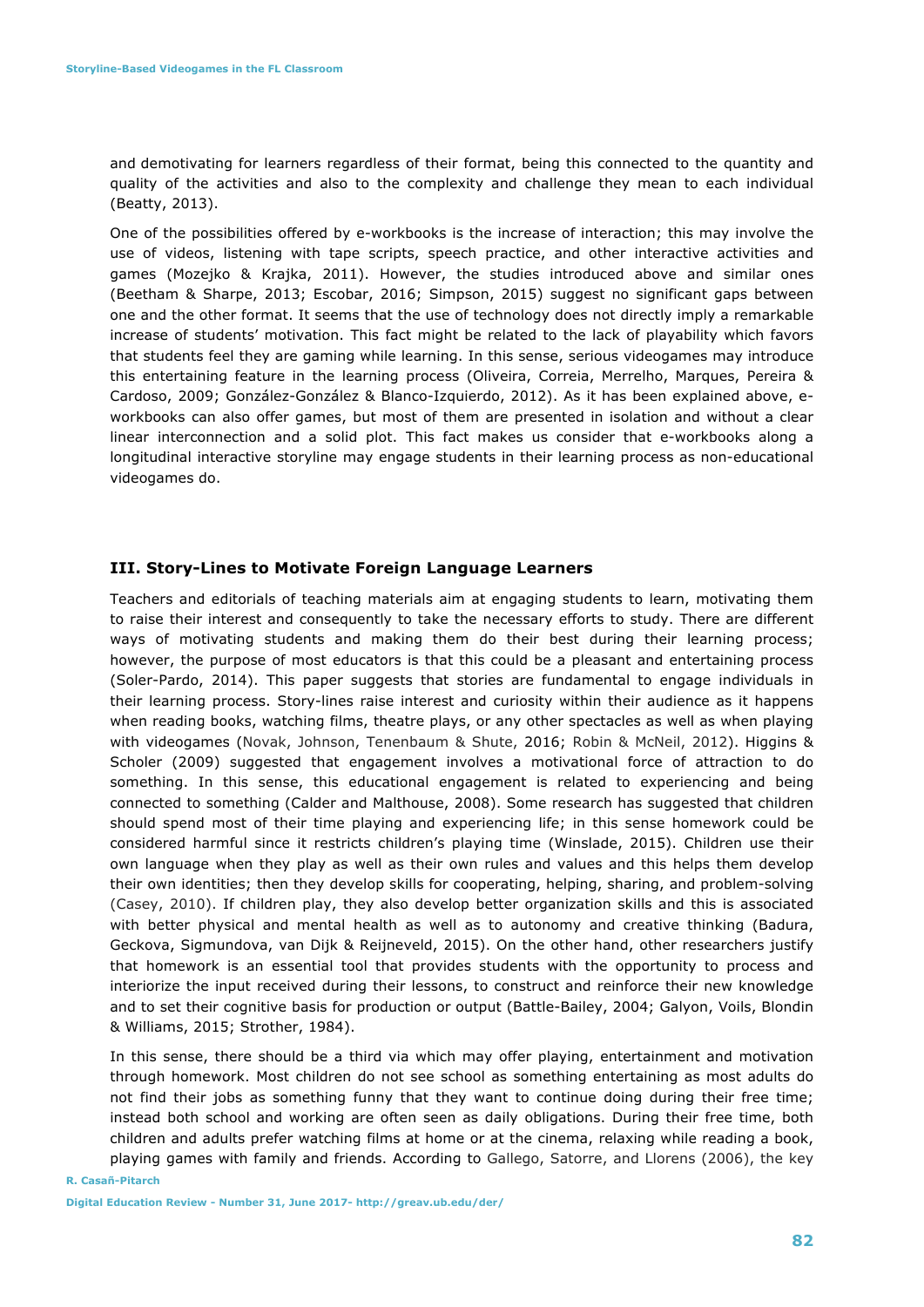and demotivating for learners regardless of their format, being this connected to the quantity and quality of the activities and also to the complexity and challenge they mean to each individual (Beatty, 2013).

One of the possibilities offered by e-workbooks is the increase of interaction; this may involve the use of videos, listening with tape scripts, speech practice, and other interactive activities and games (Mozejko & Krajka, 2011). However, the studies introduced above and similar ones (Beetham & Sharpe, 2013; Escobar, 2016; Simpson, 2015) suggest no significant gaps between one and the other format. It seems that the use of technology does not directly imply a remarkable increase of students' motivation. This fact might be related to the lack of playability which favors that students feel they are gaming while learning. In this sense, serious videogames may introduce this entertaining feature in the learning process (Oliveira, Correia, Merrelho, Marques, Pereira & Cardoso, 2009; González-González & Blanco-Izquierdo, 2012). As it has been explained above, e-workbooks can also offer games, but most of them are presented in isolation and without a clear linear interconnection and a solid plot. This fact makes us consider that e-workbooks along a longitudinal interactive storyline may engage students in their learning process as non-educational videogames do.

### III. Story-Lines to Motivate Foreign Language Learners

Teachers and editorials of teaching materials aim at engaging students to learn, motivating them to raise their interest and consequently to take the necessary efforts to study. There are different ways of motivating students and making them do their best during their learning process; however, the purpose of most educators is that this could be a pleasant and entertaining process (Soler-Pardo, 2014). This paper suggests that stories are fundamental to engage individuals in their learning process. Story-lines raise interest and curiosity within their audience as it happens when reading books, watching films, theatre plays, or any other spectacles as well as when playing with videogames (Novak, Johnson, Tenenbaum & Shute, 2016; Robin & McNeil, 2012). Higgins & Scholer (2009) suggested that engagement involves a motivational force of attraction to do something. In this sense, this educational engagement is related to experiencing and being connected to something (Calder and Malthouse, 2008). Some research has suggested that children should spend most of their time playing and experiencing life; in this sense homework could be considered harmful since it restricts children's playing time (Winslade, 2015). Children use their own language when they play as well as their own rules and values and this helps them develop their own identities; then they develop skills for cooperating, helping, sharing, and problem-solving (Casey, 2010). If children play, they also develop better organization skills and this is associated with better physical and mental health as well as to autonomy and creative thinking (Badura, Geckova, Sigmundova, van Dijk & Reijneveld, 2015). On the other hand, other researchers justify that homework is an essential tool that provides students with the opportunity to process and interiorize the input received during their lessons, to construct and reinforce their new knowledge and to set their cognitive basis for production or output (Battle-Bailey, 2004; Galyon, Voils, Blondin & Williams, 2015; Strother, 1984).

In this sense, there should be a third via which may offer playing, entertainment and motivation through homework. Most children do not see school as something entertaining as most adults do not find their jobs as something funny that they want to continue doing during their free time; instead both school and working are often seen as daily obligations. During their free time, both children and adults prefer watching films at home or at the cinema, relaxing while reading a book, playing games with family and friends. According to Gallego, Satorre, and Llorens (2006), the key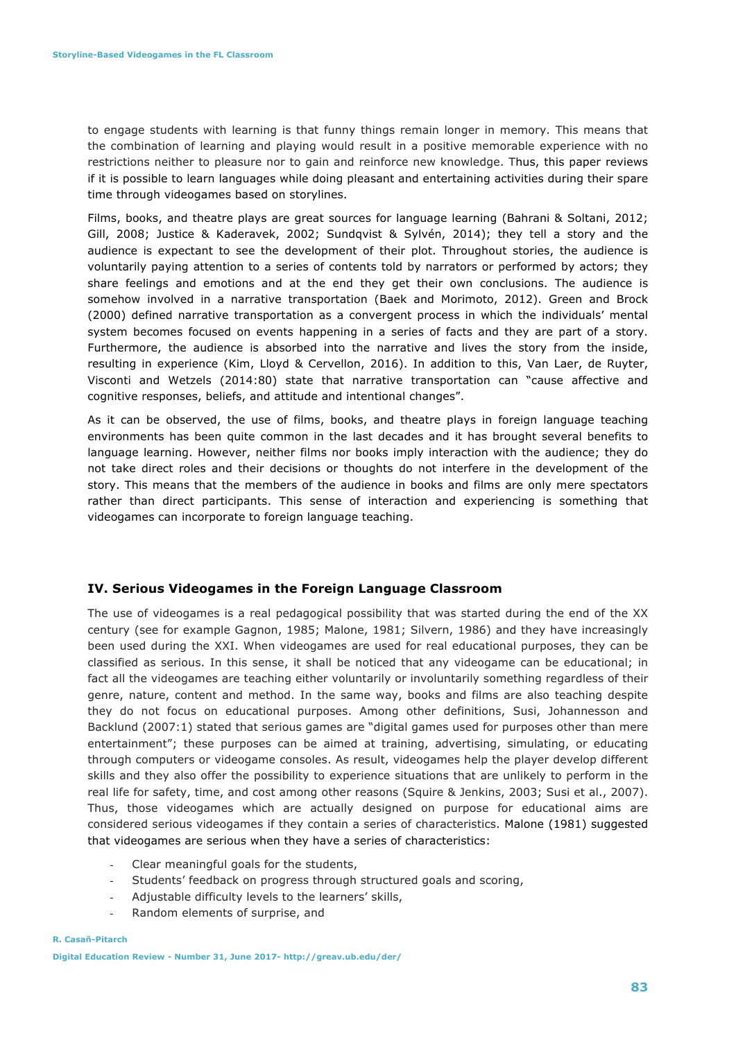to engage students with learning is that funny things remain longer in memory. This means that the combination of learning and playing would result in a positive memorable experience with no restrictions neither to pleasure nor to gain and reinforce new knowledge. Thus, this paper reviews if it is possible to learn languages while doing pleasant and entertaining activities during their spare time through videogames based on storylines.

Films, books, and theatre plays are great sources for language learning (Bahrani & Soltani, 2012; Gill, 2008; Justice & Kaderavek, 2002; Sundqvist & Sylvén, 2014); they tell a story and the audience is expectant to see the development of their plot. Throughout stories, the audience is voluntarily paying attention to a series of contents told by narrators or performed by actors; they share feelings and emotions and at the end they get their own conclusions. The audience is somehow involved in a narrative transportation (Baek and Morimoto, 2012). Green and Brock (2000) defined narrative transportation as a convergent process in which the individuals' mental system becomes focused on events happening in a series of facts and they are part of a story. Furthermore, the audience is absorbed into the narrative and lives the story from the inside, resulting in experience (Kim, Lloyd & Cervellon, 2016). In addition to this, Van Laer, de Ruyter, Visconti and Wetzels (2014:80) state that narrative transportation can "cause affective and cognitive responses, beliefs, and attitude and intentional changes".

As it can be observed, the use of films, books, and theatre plays in foreign language teaching environments has been quite common in the last decades and it has brought several benefits to language learning. However, neither films nor books imply interaction with the audience; they do not take direct roles and their decisions or thoughts do not interfere in the development of the story. This means that the members of the audience in books and films are only mere spectators rather than direct participants. This sense of interaction and experiencing is something that videogames can incorporate to foreign language teaching.

## IV. Serious Videogames in the Foreign Language Classroom

The use of videogames is a real pedagogical possibility that was started during the end of the XX century (see for example Gagnon, 1985; Malone, 1981; Silvern, 1986) and they have increasingly been used during the XXI. When videogames are used for real educational purposes, they can be classified as serious. In this sense, it shall be noticed that any videogame can be educational; in fact all the videogames are teaching either voluntarily or involuntarily something regardless of their genre, nature, content and method. In the same way, books and films are also teaching despite they do not focus on educational purposes. Among other definitions, Susi, Johannesson and Backlund (2007:1) stated that serious games are "digital games used for purposes other than mere entertainment"; these purposes can be aimed at training, advertising, simulating, or educating through computers or videogame consoles. As result, videogames help the player develop different skills and they also offer the possibility to experience situations that are unlikely to perform in the real life for safety, time, and cost among other reasons (Squire & Jenkins, 2003; Susi et al., 2007). Thus, those videogames which are actually designed on purpose for educational aims are considered serious videogames if they contain a series of characteristics. Malone (1981) suggested that videogames are serious when they have a series of characteristics:

- Clear meaningful goals for the students,
- Students' feedback on progress through structured goals and scoring,
- Adjustable difficulty levels to the learners' skills,
- Random elements of surprise, and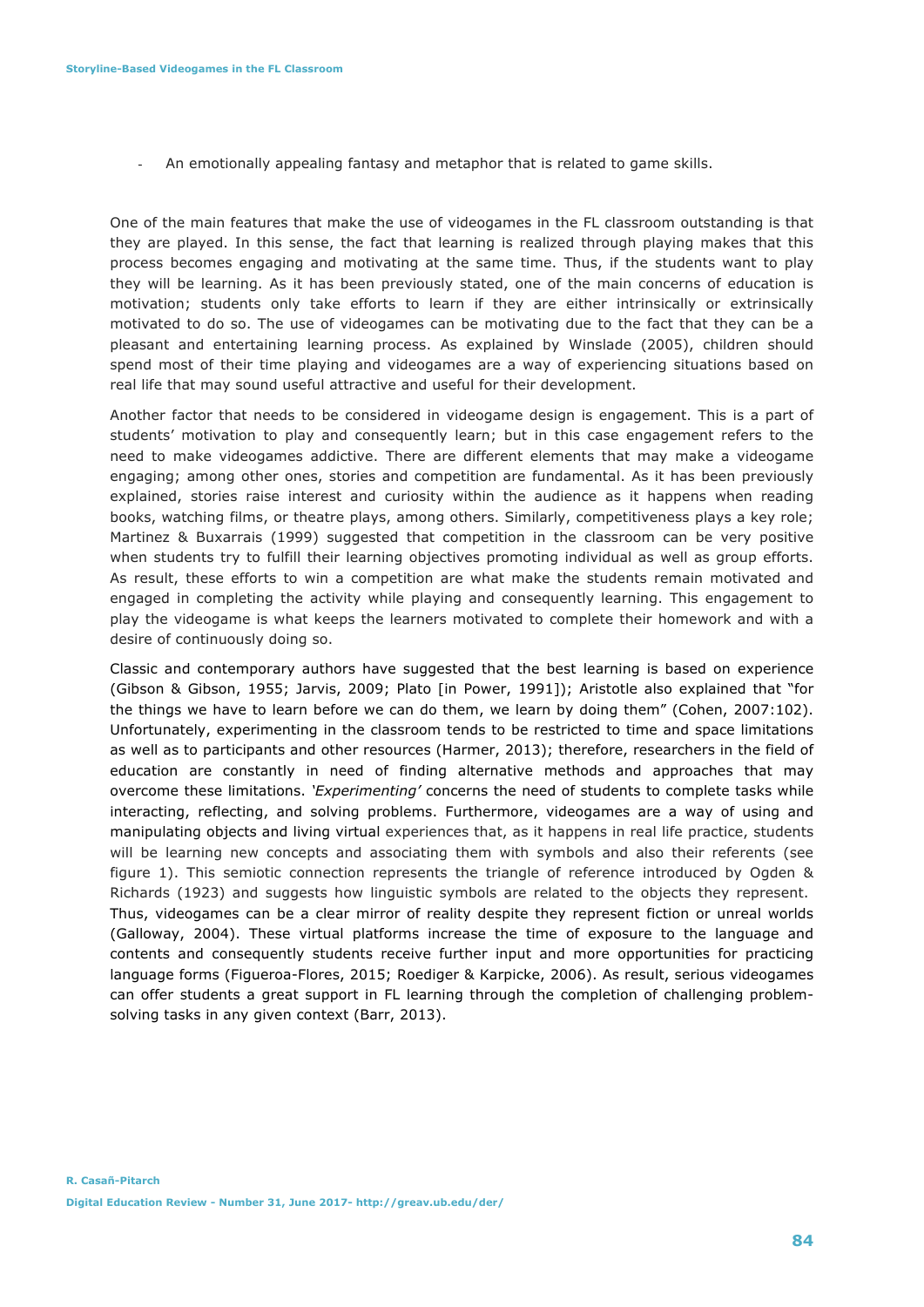- An emotionally appealing fantasy and metaphor that is related to game skills.

One of the main features that make the use of videogames in the FL classroom outstanding is that they are played. In this sense, the fact that learning is realized through playing makes that this process becomes engaging and motivating at the same time. Thus, if the students want to play they will be learning. As it has been previously stated, one of the main concerns of education is motivation; students only take efforts to learn if they are either intrinsically or extrinsically motivated to do so. The use of videogames can be motivating due to the fact that they can be a pleasant and entertaining learning process. As explained by Winslade (2005), children should spend most of their time playing and videogames are a way of experiencing situations based on real life that may sound useful attractive and useful for their development.

Another factor that needs to be considered in videogame design is engagement. This is a part of students' motivation to play and consequently learn; but in this case engagement refers to the need to make videogames addictive. There are different elements that may make a videogame engaging; among other ones, stories and competition are fundamental. As it has been previously explained, stories raise interest and curiosity within the audience as it happens when reading books, watching films, or theatre plays, among others. Similarly, competitiveness plays a key role; Martinez & Buxarrais (1999) suggested that competition in the classroom can be very positive when students try to fulfill their learning objectives promoting individual as well as group efforts. As result, these efforts to win a competition are what make the students remain motivated and engaged in completing the activity while playing and consequently learning. This engagement to play the videogame is what keeps the learners motivated to complete their homework and with a desire of continuously doing so.

Classic and contemporary authors have suggested that the best learning is based on experience (Gibson & Gibson, 1955; Jarvis, 2009; Plato [in Power, 1991]); Aristotle also explained that "for the things we have to learn before we can do them, we learn by doing them" (Cohen, 2007:102). Unfortunately, experimenting in the classroom tends to be restricted to time and space limitations as well as to participants and other resources (Harmer, 2013); therefore, researchers in the field of education are constantly in need of finding alternative methods and approaches that may overcome these limitations. *'Experimenting'* concerns the need of students to complete tasks while interacting, reflecting, and solving problems. Furthermore, videogames are a way of using and manipulating objects and living virtual experiences that, as it happens in real life practice, students will be learning new concepts and associating them with symbols and also their referents (see figure 1). This semiotic connection represents the triangle of reference introduced by Ogden & Richards (1923) and suggests how linguistic symbols are related to the objects they represent. Thus, videogames can be a clear mirror of reality despite they represent fiction or unreal worlds (Galloway, 2004). These virtual platforms increase the time of exposure to the language and contents and consequently students receive further input and more opportunities for practicing language forms (Figueroa-Flores, 2015; Roediger & Karpicke, 2006). As result, serious videogames can offer students a great support in FL learning through the completion of challenging problem-solving tasks in any given context (Barr, 2013).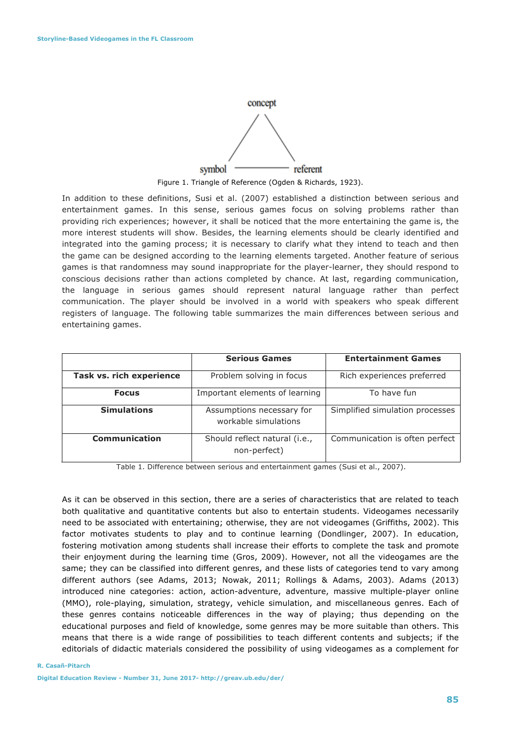concept

symbol ——— referent

Figure 1. Triangle of Reference (Ogden & Richards, 1923).

In addition to these definitions, Susi et al. (2007) established a distinction between serious and entertainment games. In this sense, serious games focus on solving problems rather than providing rich experiences; however, it shall be noticed that the more entertaining the game is, the more interest students will show. Besides, the learning elements should be clearly identified and integrated into the gaming process; it is necessary to clarify what they intend to teach and then the game can be designed according to the learning elements targeted. Another feature of serious games is that randomness may sound inappropriate for the player-learner, they should respond to conscious decisions rather than actions completed by chance. At last, regarding communication, the language in serious games should represent natural language rather than perfect communication. The player should be involved in a world with speakers who speak different registers of language. The following table summarizes the main differences between serious and entertaining games.

| | **Serious Games** | **Entertainment Games** |
|---|---|---|
| **Task vs. rich experience** | Problem solving in focus | Rich experiences preferred |
| **Focus** | Important elements of learning | To have fun |
| **Simulations** | Assumptions necessary for workable simulations | Simplified simulation processes |
| **Communication** | Should reflect natural (i.e., non-perfect) | Communication is often perfect |

Table 1. Difference between serious and entertainment games (Susi et al., 2007).

As it can be observed in this section, there are a series of characteristics that are related to teach both qualitative and quantitative contents but also to entertain students. Videogames necessarily need to be associated with entertaining; otherwise, they are not videogames (Griffiths, 2002). This factor motivates students to play and to continue learning (Dondlinger, 2007). In education, fostering motivation among students shall increase their efforts to complete the task and promote their enjoyment during the learning time (Gros, 2009). However, not all the videogames are the same; they can be classified into different genres, and these lists of categories tend to vary among different authors (see Adams, 2013; Nowak, 2011; Rollings & Adams, 2003). Adams (2013) introduced nine categories: action, action-adventure, adventure, massive multiple-player online (MMO), role-playing, simulation, strategy, vehicle simulation, and miscellaneous genres. Each of these genres contains noticeable differences in the way of playing; thus depending on the educational purposes and field of knowledge, some genres may be more suitable than others. This means that there is a wide range of possibilities to teach different contents and subjects; if the editorials of didactic materials considered the possibility of using videogames as a complement for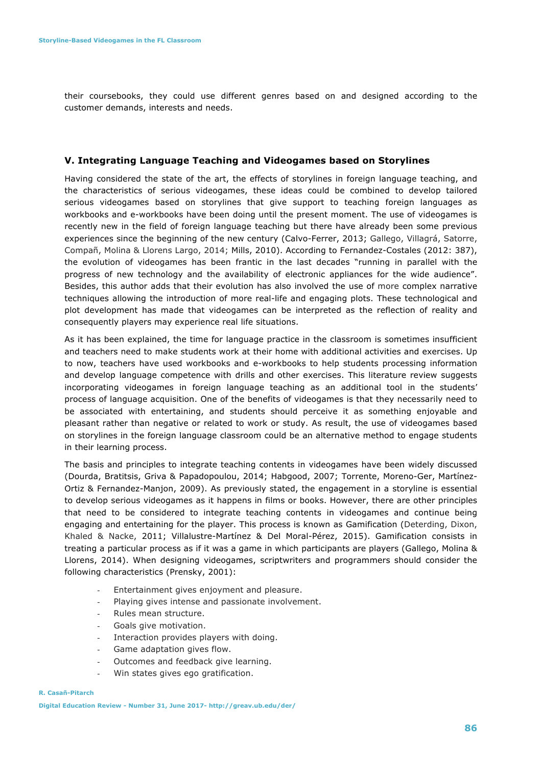their coursebooks, they could use different genres based on and designed according to the customer demands, interests and needs.

## V. Integrating Language Teaching and Videogames based on Storylines

Having considered the state of the art, the effects of storylines in foreign language teaching, and the characteristics of serious videogames, these ideas could be combined to develop tailored serious videogames based on storylines that give support to teaching foreign languages as workbooks and e-workbooks have been doing until the present moment. The use of videogames is recently new in the field of foreign language teaching but there have already been some previous experiences since the beginning of the new century (Calvo-Ferrer, 2013; Gallego, Villagrá, Satorre, Compañ, Molina & Llorens Largo, 2014; Mills, 2010). According to Fernandez-Costales (2012: 387), the evolution of videogames has been frantic in the last decades "running in parallel with the progress of new technology and the availability of electronic appliances for the wide audience". Besides, this author adds that their evolution has also involved the use of more complex narrative techniques allowing the introduction of more real-life and engaging plots. These technological and plot development has made that videogames can be interpreted as the reflection of reality and consequently players may experience real life situations.

As it has been explained, the time for language practice in the classroom is sometimes insufficient and teachers need to make students work at their home with additional activities and exercises. Up to now, teachers have used workbooks and e-workbooks to help students processing information and develop language competence with drills and other exercises. This literature review suggests incorporating videogames in foreign language teaching as an additional tool in the students' process of language acquisition. One of the benefits of videogames is that they necessarily need to be associated with entertaining, and students should perceive it as something enjoyable and pleasant rather than negative or related to work or study. As result, the use of videogames based on storylines in the foreign language classroom could be an alternative method to engage students in their learning process.

The basis and principles to integrate teaching contents in videogames have been widely discussed (Dourda, Bratitsis, Griva & Papadopoulou, 2014; Habgood, 2007; Torrente, Moreno-Ger, Martínez-Ortiz & Fernandez-Manjon, 2009). As previously stated, the engagement in a storyline is essential to develop serious videogames as it happens in films or books. However, there are other principles that need to be considered to integrate teaching contents in videogames and continue being engaging and entertaining for the player. This process is known as Gamification (Deterding, Dixon, Khaled & Nacke, 2011; Villalustre-Martínez & Del Moral-Pérez, 2015). Gamification consists in treating a particular process as if it was a game in which participants are players (Gallego, Molina & Llorens, 2014). When designing videogames, scriptwriters and programmers should consider the following characteristics (Prensky, 2001):

- Entertainment gives enjoyment and pleasure.
- Playing gives intense and passionate involvement.
- Rules mean structure.
- Goals give motivation.
- Interaction provides players with doing.
- Game adaptation gives flow.
- Outcomes and feedback give learning.
- Win states gives ego gratification.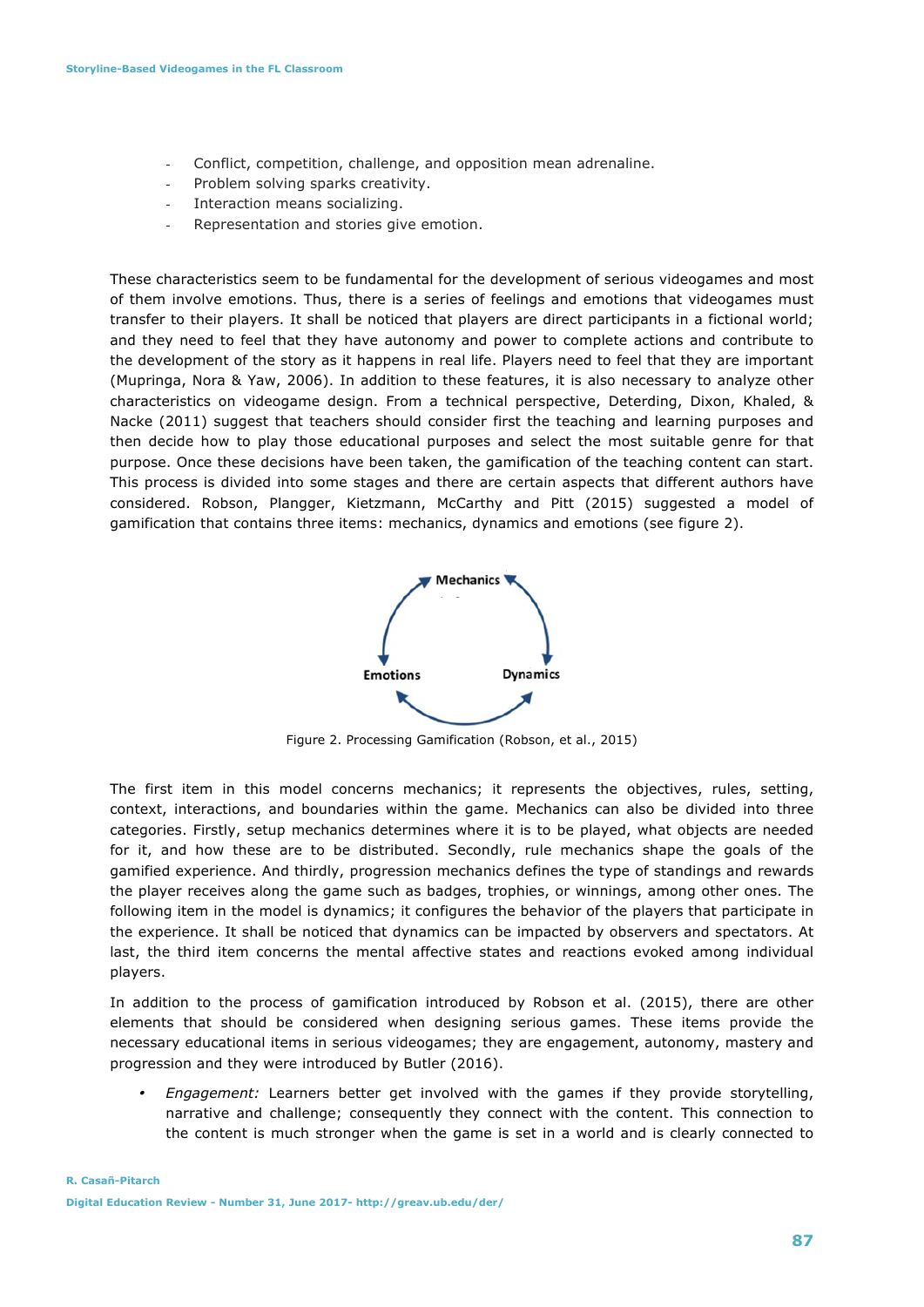- Conflict, competition, challenge, and opposition mean adrenaline.
- Problem solving sparks creativity.
- Interaction means socializing.
- Representation and stories give emotion.

These characteristics seem to be fundamental for the development of serious videogames and most of them involve emotions. Thus, there is a series of feelings and emotions that videogames must transfer to their players. It shall be noticed that players are direct participants in a fictional world; and they need to feel that they have autonomy and power to complete actions and contribute to the development of the story as it happens in real life. Players need to feel that they are important (Mupringa, Nora & Yaw, 2006). In addition to these features, it is also necessary to analyze other characteristics on videogame design. From a technical perspective, Deterding, Dixon, Khaled, & Nacke (2011) suggest that teachers should consider first the teaching and learning purposes and then decide how to play those educational purposes and select the most suitable genre for that purpose. Once these decisions have been taken, the gamification of the teaching content can start. This process is divided into some stages and there are certain aspects that different authors have considered. Robson, Plangger, Kietzmann, McCarthy and Pitt (2015) suggested a model of gamification that contains three items: mechanics, dynamics and emotions (see figure 2).

Mechanics

Emotions Dynamics

Figure 2. Processing Gamification (Robson, et al., 2015)

The first item in this model concerns mechanics; it represents the objectives, rules, setting, context, interactions, and boundaries within the game. Mechanics can also be divided into three categories. Firstly, setup mechanics determines where it is to be played, what objects are needed for it, and how these are to be distributed. Secondly, rule mechanics shape the goals of the gamified experience. And thirdly, progression mechanics defines the type of standings and rewards the player receives along the game such as badges, trophies, or winnings, among other ones. The following item in the model is dynamics; it configures the behavior of the players that participate in the experience. It shall be noticed that dynamics can be impacted by observers and spectators. At last, the third item concerns the mental affective states and reactions evoked among individual players.

In addition to the process of gamification introduced by Robson et al. (2015), there are other elements that should be considered when designing serious games. These items provide the necessary educational items in serious videogames; they are engagement, autonomy, mastery and progression and they were introduced by Butler (2016).

- *Engagement:* Learners better get involved with the games if they provide storytelling, narrative and challenge; consequently they connect with the content. This connection to the content is much stronger when the game is set in a world and is clearly connected to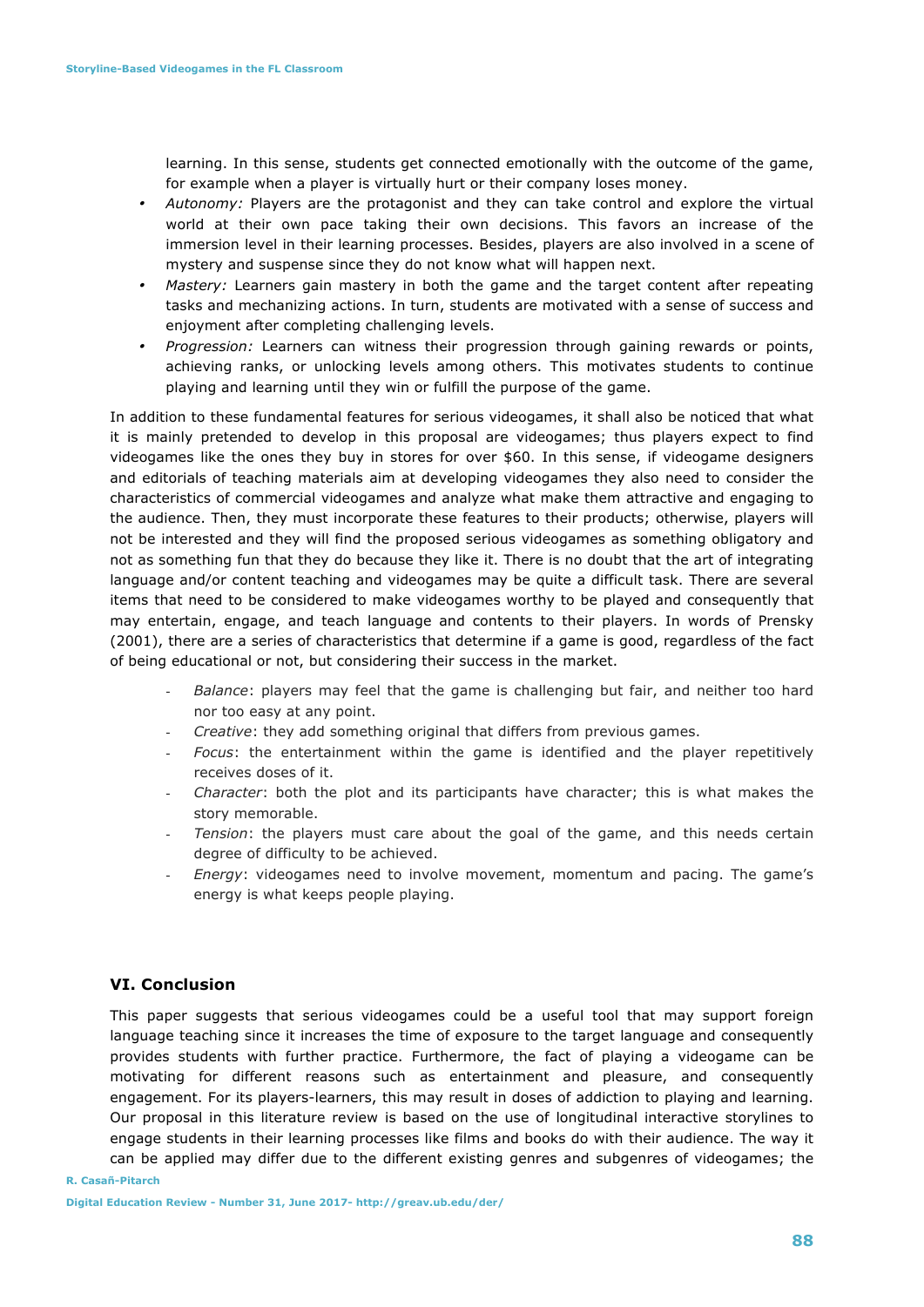learning. In this sense, students get connected emotionally with the outcome of the game, for example when a player is virtually hurt or their company loses money.

- *Autonomy:* Players are the protagonist and they can take control and explore the virtual world at their own pace taking their own decisions. This favors an increase of the immersion level in their learning processes. Besides, players are also involved in a scene of mystery and suspense since they do not know what will happen next.
- *Mastery:* Learners gain mastery in both the game and the target content after repeating tasks and mechanizing actions. In turn, students are motivated with a sense of success and enjoyment after completing challenging levels.
- *Progression:* Learners can witness their progression through gaining rewards or points, achieving ranks, or unlocking levels among others. This motivates students to continue playing and learning until they win or fulfill the purpose of the game.

In addition to these fundamental features for serious videogames, it shall also be noticed that what it is mainly pretended to develop in this proposal are videogames; thus players expect to find videogames like the ones they buy in stores for over $60. In this sense, if videogame designers and editorials of teaching materials aim at developing videogames they also need to consider the characteristics of commercial videogames and analyze what make them attractive and engaging to the audience. Then, they must incorporate these features to their products; otherwise, players will not be interested and they will find the proposed serious videogames as something obligatory and not as something fun that they do because they like it. There is no doubt that the art of integrating language and/or content teaching and videogames may be quite a difficult task. There are several items that need to be considered to make videogames worthy to be played and consequently that may entertain, engage, and teach language and contents to their players. In words of Prensky (2001), there are a series of characteristics that determine if a game is good, regardless of the fact of being educational or not, but considering their success in the market.

- *Balance*: players may feel that the game is challenging but fair, and neither too hard nor too easy at any point.
- *Creative*: they add something original that differs from previous games.
- *Focus*: the entertainment within the game is identified and the player repetitively receives doses of it.
- *Character*: both the plot and its participants have character; this is what makes the story memorable.
- *Tension*: the players must care about the goal of the game, and this needs certain degree of difficulty to be achieved.
- *Energy*: videogames need to involve movement, momentum and pacing. The game's energy is what keeps people playing.

## VI. Conclusion

This paper suggests that serious videogames could be a useful tool that may support foreign language teaching since it increases the time of exposure to the target language and consequently provides students with further practice. Furthermore, the fact of playing a videogame can be motivating for different reasons such as entertainment and pleasure, and consequently engagement. For its players-learners, this may result in doses of addiction to playing and learning. Our proposal in this literature review is based on the use of longitudinal interactive storylines to engage students in their learning processes like films and books do with their audience. The way it can be applied may differ due to the different existing genres and subgenres of videogames; the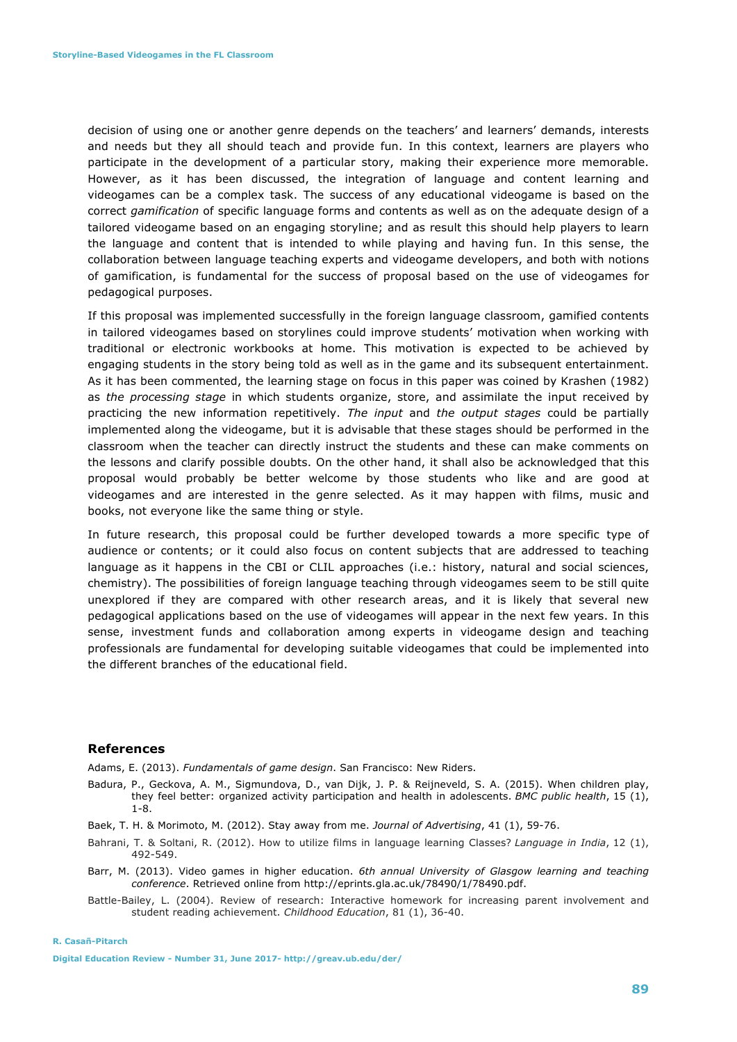decision of using one or another genre depends on the teachers' and learners' demands, interests and needs but they all should teach and provide fun. In this context, learners are players who participate in the development of a particular story, making their experience more memorable. However, as it has been discussed, the integration of language and content learning and videogames can be a complex task. The success of any educational videogame is based on the correct *gamification* of specific language forms and contents as well as on the adequate design of a tailored videogame based on an engaging storyline; and as result this should help players to learn the language and content that is intended to while playing and having fun. In this sense, the collaboration between language teaching experts and videogame developers, and both with notions of gamification, is fundamental for the success of proposal based on the use of videogames for pedagogical purposes.

If this proposal was implemented successfully in the foreign language classroom, gamified contents in tailored videogames based on storylines could improve students' motivation when working with traditional or electronic workbooks at home. This motivation is expected to be achieved by engaging students in the story being told as well as in the game and its subsequent entertainment. As it has been commented, the learning stage on focus in this paper was coined by Krashen (1982) as *the processing stage* in which students organize, store, and assimilate the input received by practicing the new information repetitively. *The input* and *the output stages* could be partially implemented along the videogame, but it is advisable that these stages should be performed in the classroom when the teacher can directly instruct the students and these can make comments on the lessons and clarify possible doubts. On the other hand, it shall also be acknowledged that this proposal would probably be better welcome by those students who like and are good at videogames and are interested in the genre selected. As it may happen with films, music and books, not everyone like the same thing or style.

In future research, this proposal could be further developed towards a more specific type of audience or contents; or it could also focus on content subjects that are addressed to teaching language as it happens in the CBI or CLIL approaches (i.e.: history, natural and social sciences, chemistry). The possibilities of foreign language teaching through videogames seem to be still quite unexplored if they are compared with other research areas, and it is likely that several new pedagogical applications based on the use of videogames will appear in the next few years. In this sense, investment funds and collaboration among experts in videogame design and teaching professionals are fundamental for developing suitable videogames that could be implemented into the different branches of the educational field.

## References

Adams, E. (2013). *Fundamentals of game design*. San Francisco: New Riders.

Badura, P., Geckova, A. M., Sigmundova, D., van Dijk, J. P. & Reijneveld, S. A. (2015). When children play, they feel better: organized activity participation and health in adolescents. *BMC public health*, 15 (1), 1-8.

Baek, T. H. & Morimoto, M. (2012). Stay away from me. *Journal of Advertising*, 41 (1), 59-76.

Bahrani, T. & Soltani, R. (2012). How to utilize films in language learning Classes? *Language in India*, 12 (1), 492-549.

Barr, M. (2013). Video games in higher education. *6th annual University of Glasgow learning and teaching conference*. Retrieved online from http://eprints.gla.ac.uk/78490/1/78490.pdf.

Battle-Bailey, L. (2004). Review of research: Interactive homework for increasing parent involvement and student reading achievement. *Childhood Education*, 81 (1), 36-40.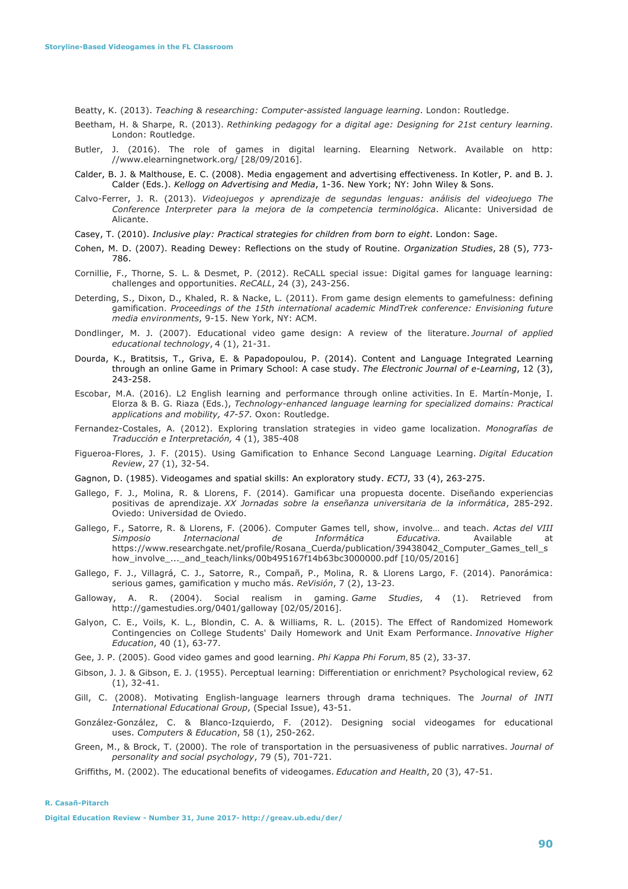Beatty, K. (2013). *Teaching & researching: Computer-assisted language learning*. London: Routledge.

Beetham, H. & Sharpe, R. (2013). *Rethinking pedagogy for a digital age: Designing for 21st century learning*. London: Routledge.

Butler, J. (2016). The role of games in digital learning. Elearning Network. Available on http: //www.elearningnetwork.org/ [28/09/2016].

Calder, B. J. & Malthouse, E. C. (2008). Media engagement and advertising effectiveness. In Kotler, P. and B. J. Calder (Eds.). *Kellogg on Advertising and Media*, 1-36. New York; NY: John Wiley & Sons.

Calvo-Ferrer, J. R. (2013). *Videojuegos y aprendizaje de segundas lenguas: análisis del videojuego The Conference Interpreter para la mejora de la competencia terminológica*. Alicante: Universidad de Alicante.

Casey, T. (2010). *Inclusive play: Practical strategies for children from born to eight*. London: Sage.

Cohen, M. D. (2007). Reading Dewey: Reflections on the study of Routine. *Organization Studies*, 28 (5), 773-786.

Cornillie, F., Thorne, S. L. & Desmet, P. (2012). ReCALL special issue: Digital games for language learning: challenges and opportunities. *ReCALL*, 24 (3), 243-256.

Deterding, S., Dixon, D., Khaled, R. & Nacke, L. (2011). From game design elements to gamefulness: defining gamification. *Proceedings of the 15th international academic MindTrek conference: Envisioning future media environments*, 9-15. New York, NY: ACM.

Dondlinger, M. J. (2007). Educational video game design: A review of the literature. *Journal of applied educational technology*, 4 (1), 21-31.

Dourda, K., Bratitsis, T., Griva, E. & Papadopoulou, P. (2014). Content and Language Integrated Learning through an online Game in Primary School: A case study. *The Electronic Journal of e-Learning*, 12 (3), 243-258.

Escobar, M.A. (2016). L2 English learning and performance through online activities. In E. Martín-Monje, I. Elorza & B. G. Riaza (Eds.), *Technology-enhanced language learning for specialized domains: Practical applications and mobility, 47-57*. Oxon: Routledge.

Fernandez-Costales, A. (2012). Exploring translation strategies in video game localization. *Monografías de Traducción e Interpretación,* 4 (1), 385-408

Figueroa-Flores, J. F. (2015). Using Gamification to Enhance Second Language Learning. *Digital Education Review*, 27 (1), 32-54.

Gagnon, D. (1985). Videogames and spatial skills: An exploratory study. *ECTJ*, 33 (4), 263-275.

Gallego, F. J., Molina, R. & Llorens, F. (2014). Gamificar una propuesta docente. Diseñando experiencias positivas de aprendizaje. *XX Jornadas sobre la enseñanza universitaria de la informática*, 285-292. Oviedo: Universidad de Oviedo.

Gallego, F., Satorre, R. & Llorens, F. (2006). Computer Games tell, show, involve… and teach. *Actas del VIII Simposio Internacional de Informática Educativa.* Available at https://www.researchgate.net/profile/Rosana_Cuerda/publication/39438042_Computer_Games_tell_show_involve_..._and_teach/links/00b495167f14b63bc3000000.pdf [10/05/2016]

Gallego, F. J., Villagrá, C. J., Satorre, R., Compañ, P., Molina, R. & Llorens Largo, F. (2014). Panorámica: serious games, gamification y mucho más. *ReVisión*, 7 (2), 13-23.

Galloway, A. R. (2004). Social realism in gaming. *Game Studies*, 4 (1). Retrieved from http://gamestudies.org/0401/galloway [02/05/2016].

Galyon, C. E., Voils, K. L., Blondin, C. A. & Williams, R. L. (2015). The Effect of Randomized Homework Contingencies on College Students' Daily Homework and Unit Exam Performance. *Innovative Higher Education*, 40 (1), 63-77.

Gee, J. P. (2005). Good video games and good learning. *Phi Kappa Phi Forum,* 85 (2), 33-37.

Gibson, J. J. & Gibson, E. J. (1955). Perceptual learning: Differentiation or enrichment? Psychological review, 62 (1), 32-41.

Gill, C. (2008). Motivating English-language learners through drama techniques. The *Journal of INTI International Educational Group*, (Special Issue), 43-51.

González-González, C. & Blanco-Izquierdo, F. (2012). Designing social videogames for educational uses. *Computers & Education*, 58 (1), 250-262.

Green, M., & Brock, T. (2000). The role of transportation in the persuasiveness of public narratives. *Journal of personality and social psychology*, 79 (5), 701-721.

Griffiths, M. (2002). The educational benefits of videogames. *Education and Health*, 20 (3), 47-51.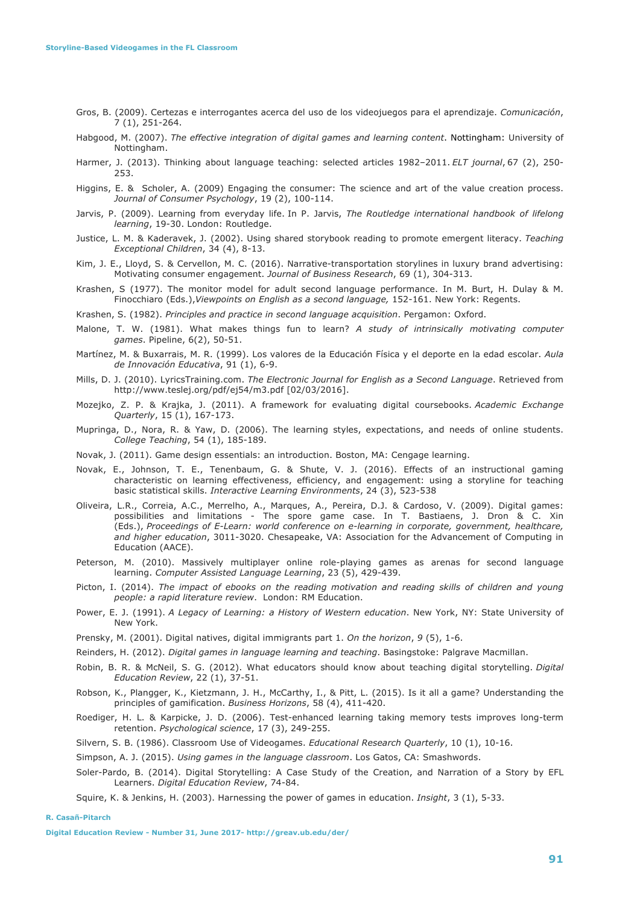Gros, B. (2009). Certezas e interrogantes acerca del uso de los videojuegos para el aprendizaje. *Comunicación*, 7 (1), 251-264.

Habgood, M. (2007). *The effective integration of digital games and learning content*. Nottingham: University of Nottingham.

Harmer, J. (2013). Thinking about language teaching: selected articles 1982–2011. *ELT journal*, 67 (2), 250-253.

Higgins, E. & Scholer, A. (2009) Engaging the consumer: The science and art of the value creation process. *Journal of Consumer Psychology*, 19 (2), 100-114.

Jarvis, P. (2009). Learning from everyday life. In P. Jarvis, *The Routledge international handbook of lifelong learning*, 19-30. London: Routledge.

Justice, L. M. & Kaderavek, J. (2002). Using shared storybook reading to promote emergent literacy. *Teaching Exceptional Children*, 34 (4), 8-13.

Kim, J. E., Lloyd, S. & Cervellon, M. C. (2016). Narrative-transportation storylines in luxury brand advertising: Motivating consumer engagement. *Journal of Business Research*, 69 (1), 304-313.

Krashen, S (1977). The monitor model for adult second language performance. In M. Burt, H. Dulay & M. Finocchiaro (Eds.),*Viewpoints on English as a second language,* 152-161. New York: Regents.

Krashen, S. (1982). *Principles and practice in second language acquisition*. Pergamon: Oxford.

Malone, T. W. (1981). What makes things fun to learn? *A study of intrinsically motivating computer games*. Pipeline, 6(2), 50-51.

Martínez, M. & Buxarrais, M. R. (1999). Los valores de la Educación Física y el deporte en la edad escolar. *Aula de Innovación Educativa*, 91 (1), 6-9.

Mills, D. J. (2010). LyricsTraining.com. *The Electronic Journal for English as a Second Language*. Retrieved from http://www.teslej.org/pdf/ej54/m3.pdf [02/03/2016].

Mozejko, Z. P. & Krajka, J. (2011). A framework for evaluating digital coursebooks. *Academic Exchange Quarterly*, 15 (1), 167-173.

Mupringa, D., Nora, R. & Yaw, D. (2006). The learning styles, expectations, and needs of online students. *College Teaching*, 54 (1), 185-189.

Novak, J. (2011). Game design essentials: an introduction. Boston, MA: Cengage learning.

Novak, E., Johnson, T. E., Tenenbaum, G. & Shute, V. J. (2016). Effects of an instructional gaming characteristic on learning effectiveness, efficiency, and engagement: using a storyline for teaching basic statistical skills. *Interactive Learning Environments*, 24 (3), 523-538

Oliveira, L.R., Correia, A.C., Merrelho, A., Marques, A., Pereira, D.J. & Cardoso, V. (2009). Digital games: possibilities and limitations - The spore game case. In T. Bastiaens, J. Dron & C. Xin (Eds.), *Proceedings of E-Learn: world conference on e-learning in corporate, government, healthcare, and higher education*, 3011-3020. Chesapeake, VA: Association for the Advancement of Computing in Education (AACE).

Peterson, M. (2010). Massively multiplayer online role-playing games as arenas for second language learning. *Computer Assisted Language Learning*, 23 (5), 429-439.

Picton, I. (2014). *The impact of ebooks on the reading motivation and reading skills of children and young people: a rapid literature review*. London: RM Education.

Power, E. J. (1991). *A Legacy of Learning: a History of Western education*. New York, NY: State University of New York.

Prensky, M. (2001). Digital natives, digital immigrants part 1. *On the horizon*, *9* (5), 1-6.

Reinders, H. (2012). *Digital games in language learning and teaching*. Basingstoke: Palgrave Macmillan.

Robin, B. R. & McNeil, S. G. (2012). What educators should know about teaching digital storytelling. *Digital Education Review*, 22 (1), 37-51.

Robson, K., Plangger, K., Kietzmann, J. H., McCarthy, I., & Pitt, L. (2015). Is it all a game? Understanding the principles of gamification. *Business Horizons*, 58 (4), 411-420.

Roediger, H. L. & Karpicke, J. D. (2006). Test-enhanced learning taking memory tests improves long-term retention. *Psychological science*, 17 (3), 249-255.

Silvern, S. B. (1986). Classroom Use of Videogames. *Educational Research Quarterly*, 10 (1), 10-16.

Simpson, A. J. (2015). *Using games in the language classroom*. Los Gatos, CA: Smashwords.

Soler-Pardo, B. (2014). Digital Storytelling: A Case Study of the Creation, and Narration of a Story by EFL Learners. *Digital Education Review*, 74-84.

Squire, K. & Jenkins, H. (2003). Harnessing the power of games in education. *Insight*, 3 (1), 5-33.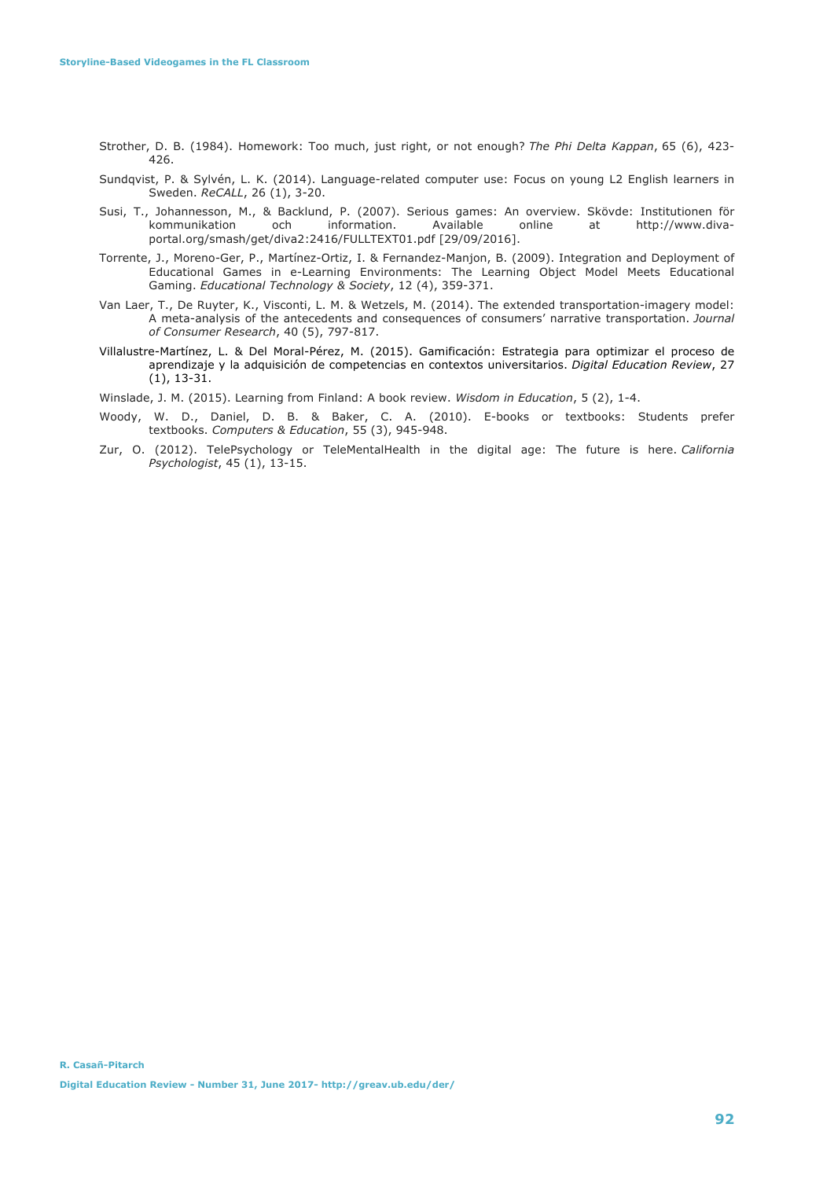Strother, D. B. (1984). Homework: Too much, just right, or not enough? *The Phi Delta Kappan*, 65 (6), 423-426.

Sundqvist, P. & Sylvén, L. K. (2014). Language-related computer use: Focus on young L2 English learners in Sweden. *ReCALL*, 26 (1), 3-20.

Susi, T., Johannesson, M., & Backlund, P. (2007). Serious games: An overview. Skövde: Institutionen för kommunikation och information. Available online at http://www.diva-portal.org/smash/get/diva2:2416/FULLTEXT01.pdf [29/09/2016].

Torrente, J., Moreno-Ger, P., Martínez-Ortiz, I. & Fernandez-Manjon, B. (2009). Integration and Deployment of Educational Games in e-Learning Environments: The Learning Object Model Meets Educational Gaming. *Educational Technology & Society*, 12 (4), 359-371.

Van Laer, T., De Ruyter, K., Visconti, L. M. & Wetzels, M. (2014). The extended transportation-imagery model: A meta-analysis of the antecedents and consequences of consumers' narrative transportation. *Journal of Consumer Research*, 40 (5), 797-817.

Villalustre-Martínez, L. & Del Moral-Pérez, M. (2015). Gamificación: Estrategia para optimizar el proceso de aprendizaje y la adquisición de competencias en contextos universitarios. *Digital Education Review*, 27 (1), 13-31.

Winslade, J. M. (2015). Learning from Finland: A book review. *Wisdom in Education*, 5 (2), 1-4.

Woody, W. D., Daniel, D. B. & Baker, C. A. (2010). E-books or textbooks: Students prefer textbooks. *Computers & Education*, 55 (3), 945-948.

Zur, O. (2012). TelePsychology or TeleMentalHealth in the digital age: The future is here. *California Psychologist*, 45 (1), 13-15.